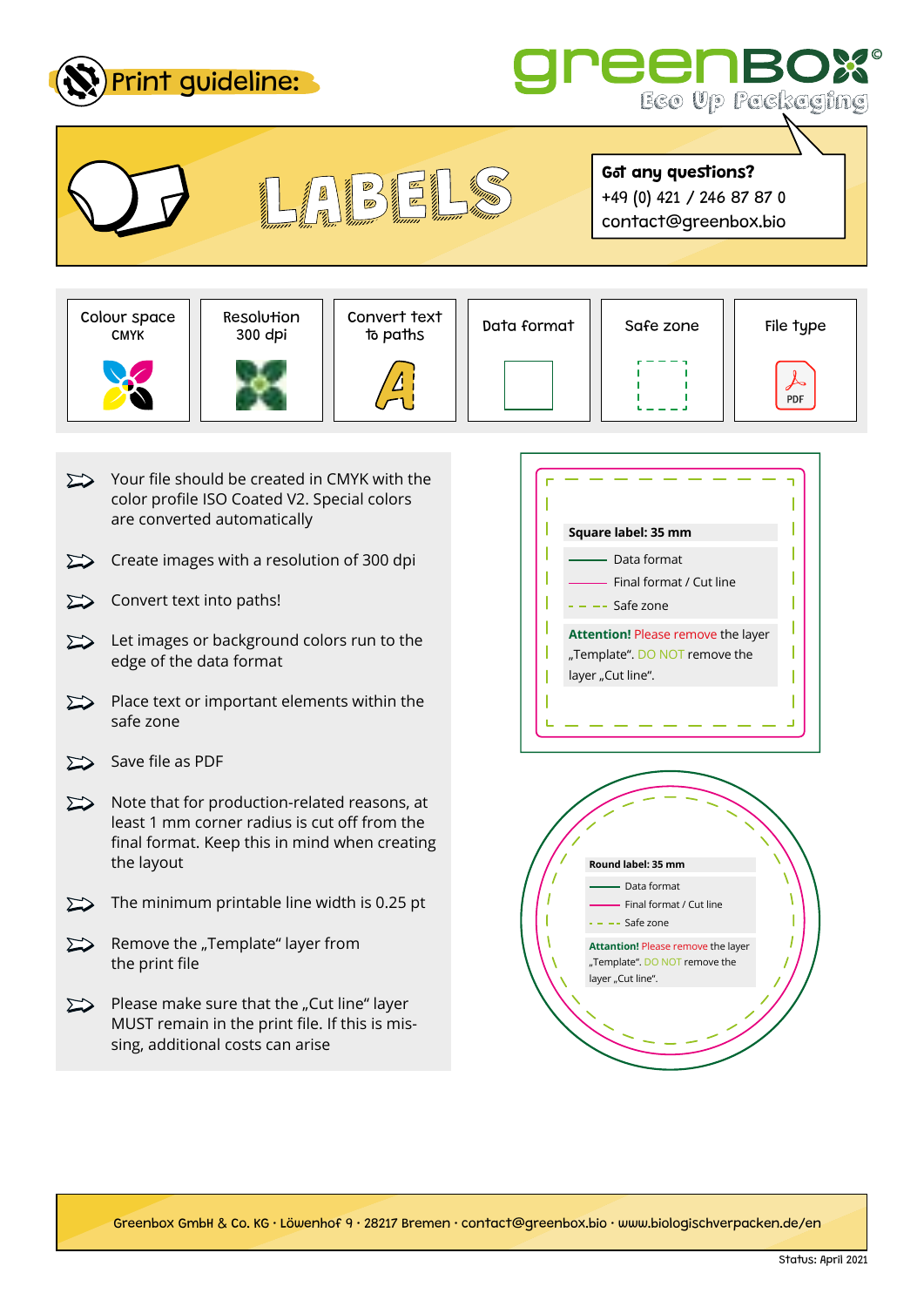# Print guideline:

**greenBOX**© Eco Up Packaging

# LABELS

**Got any questions?**
+49 (0) 421 / 246 87 87 0
contact@greenbox.bio

| Colour space CMYK | Resolution 300 dpi | Convert text to paths | Data format | Safe zone | File type PDF |
|---|---|---|---|---|---|

- Your file should be created in CMYK with the color profile ISO Coated V2. Special colors are converted automatically
- Create images with a resolution of 300 dpi
- Convert text into paths!
- Let images or background colors run to the edge of the data format
- Place text or important elements within the safe zone
- Save file as PDF
- Note that for production-related reasons, at least 1 mm corner radius is cut off from the final format. Keep this in mind when creating the layout
- The minimum printable line width is 0.25 pt
- Remove the „Template“ layer from the print file
- Please make sure that the „Cut line“ layer MUST remain in the print file. If this is missing, additional costs can arise

**Square label: 35 mm**

- Data format
- Final format / Cut line
- Safe zone

**Attention!** Please remove the layer „Template“. DO NOT remove the layer „Cut line“.

**Round label: 35 mm**

- Data format
- Final format / Cut line
- Safe zone

**Attention!** Please remove the layer „Template“. DO NOT remove the layer „Cut line“.

Greenbox GmbH & Co. KG · Löwenhof 9 · 28217 Bremen · contact@greenbox.bio · www.biologischverpacken.de/en

Status: April 2021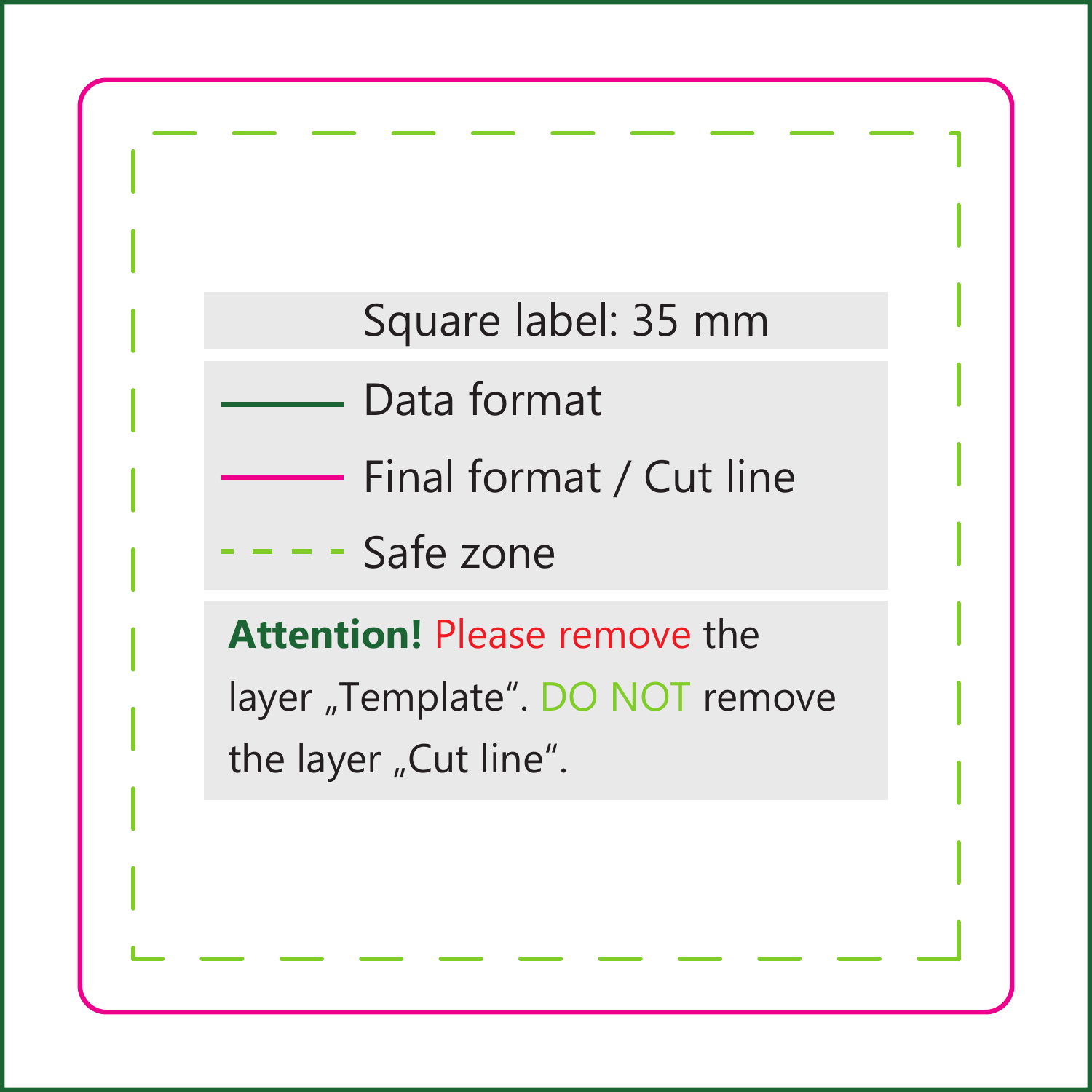Square label: 35 mm

Data format

Final format / Cut line

Safe zone

**Attention!** Please remove the layer „Template“. DO NOT remove the layer „Cut line“.